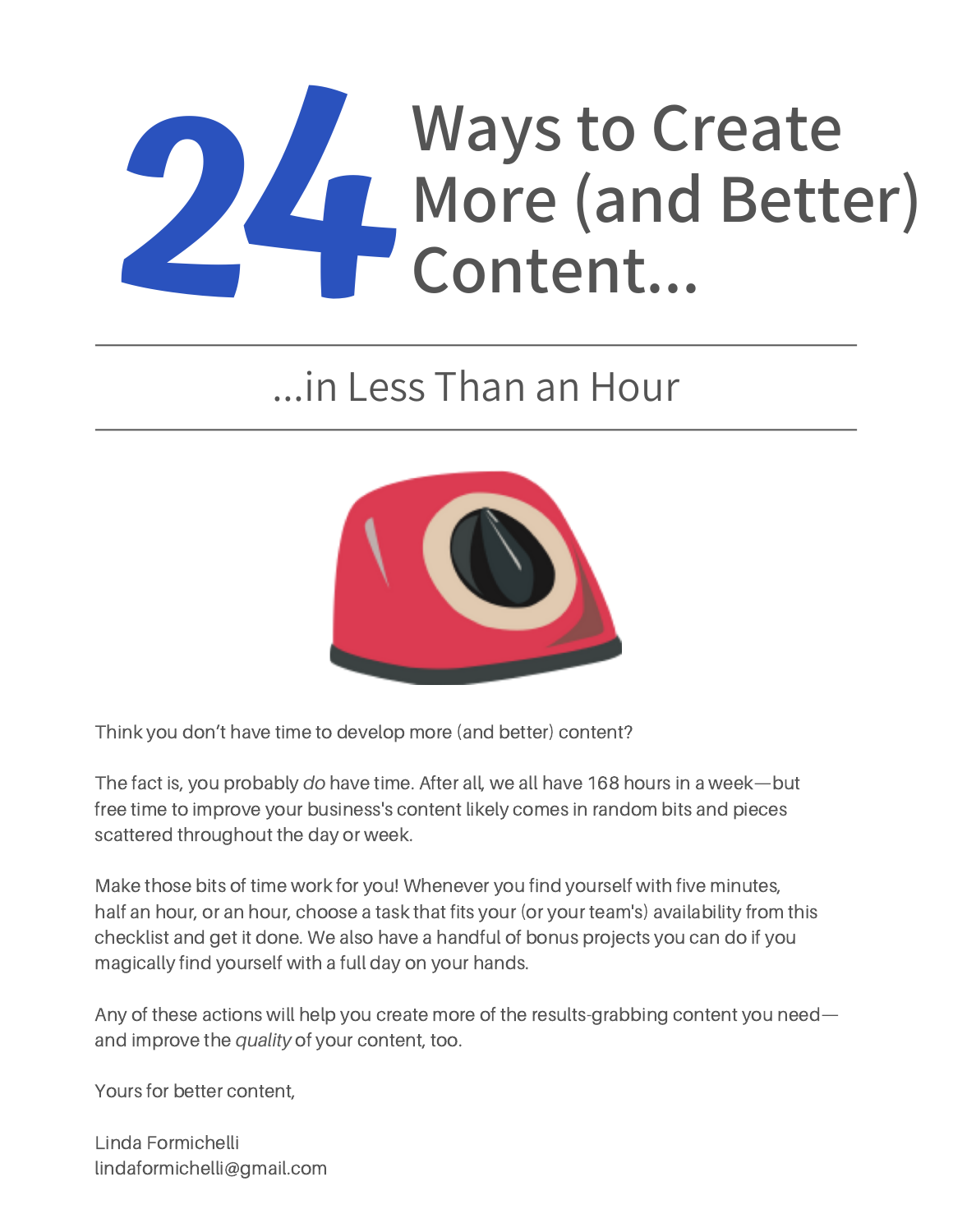# 24 Ways to Create More (and Better) Content...

## ...in Less Than an Hour

Think you don't have time to develop more (and better) content?

The fact is, you probably *do* have time. After all, we all have 168 hours in a week—but free time to improve your business's content likely comes in random bits and pieces scattered throughout the day or week.

Make those bits of time work for you! Whenever you find yourself with five minutes, half an hour, or an hour, choose a task that fits your (or your team's) availability from this checklist and get it done. We also have a handful of bonus projects you can do if you magically find yourself with a full day on your hands.

Any of these actions will help you create more of the results-grabbing content you need—and improve the *quality* of your content, too.

Yours for better content,

Linda Formichelli
lindaformichelli@gmail.com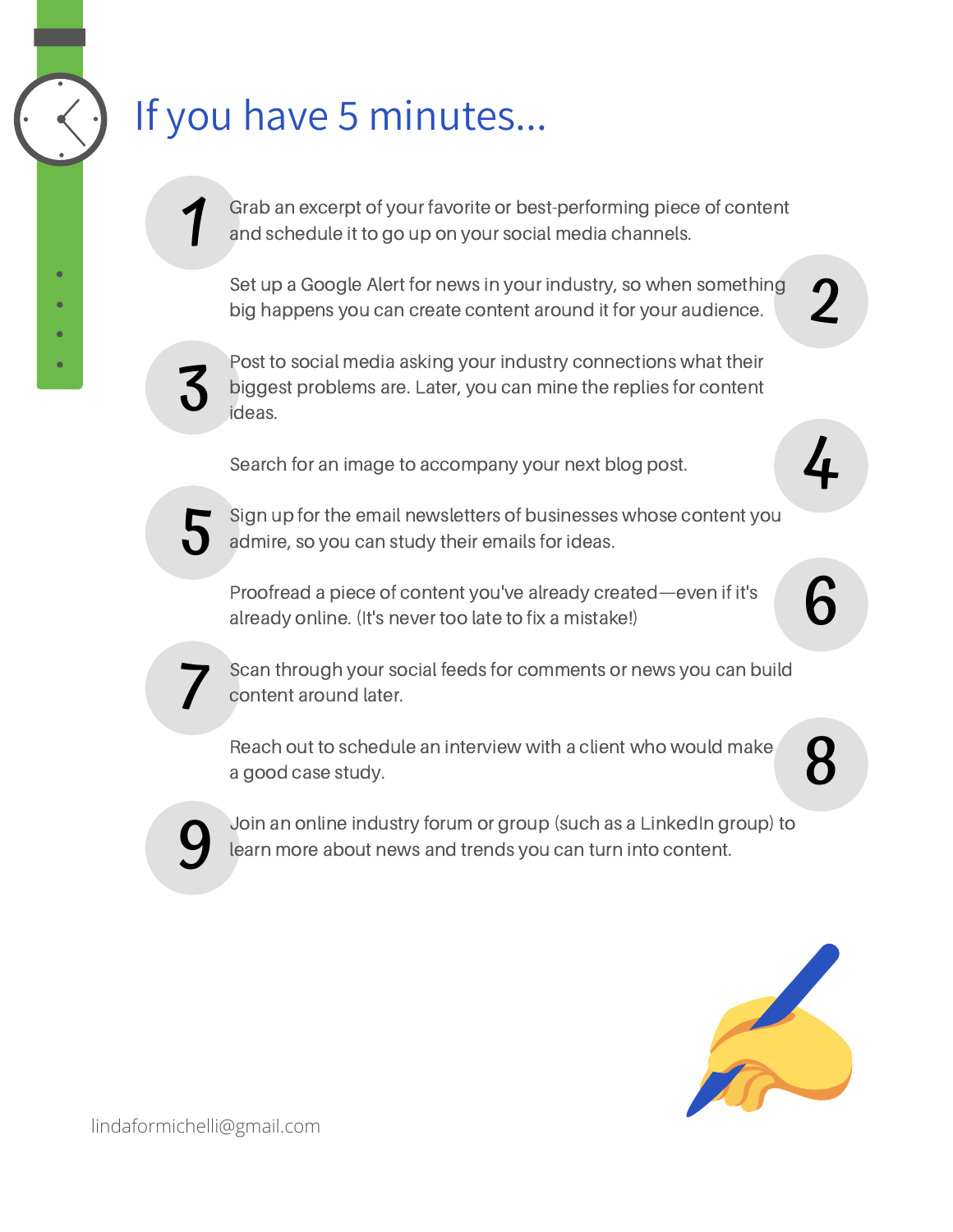# If you have 5 minutes...

1. Grab an excerpt of your favorite or best-performing piece of content and schedule it to go up on your social media channels.
2. Set up a Google Alert for news in your industry, so when something big happens you can create content around it for your audience.
3. Post to social media asking your industry connections what their biggest problems are. Later, you can mine the replies for content ideas.
4. Search for an image to accompany your next blog post.
5. Sign up for the email newsletters of businesses whose content you admire, so you can study their emails for ideas.
6. Proofread a piece of content you've already created—even if it's already online. (It's never too late to fix a mistake!)
7. Scan through your social feeds for comments or news you can build content around later.
8. Reach out to schedule an interview with a client who would make a good case study.
9. Join an online industry forum or group (such as a LinkedIn group) to learn more about news and trends you can turn into content.

lindaformichelli@gmail.com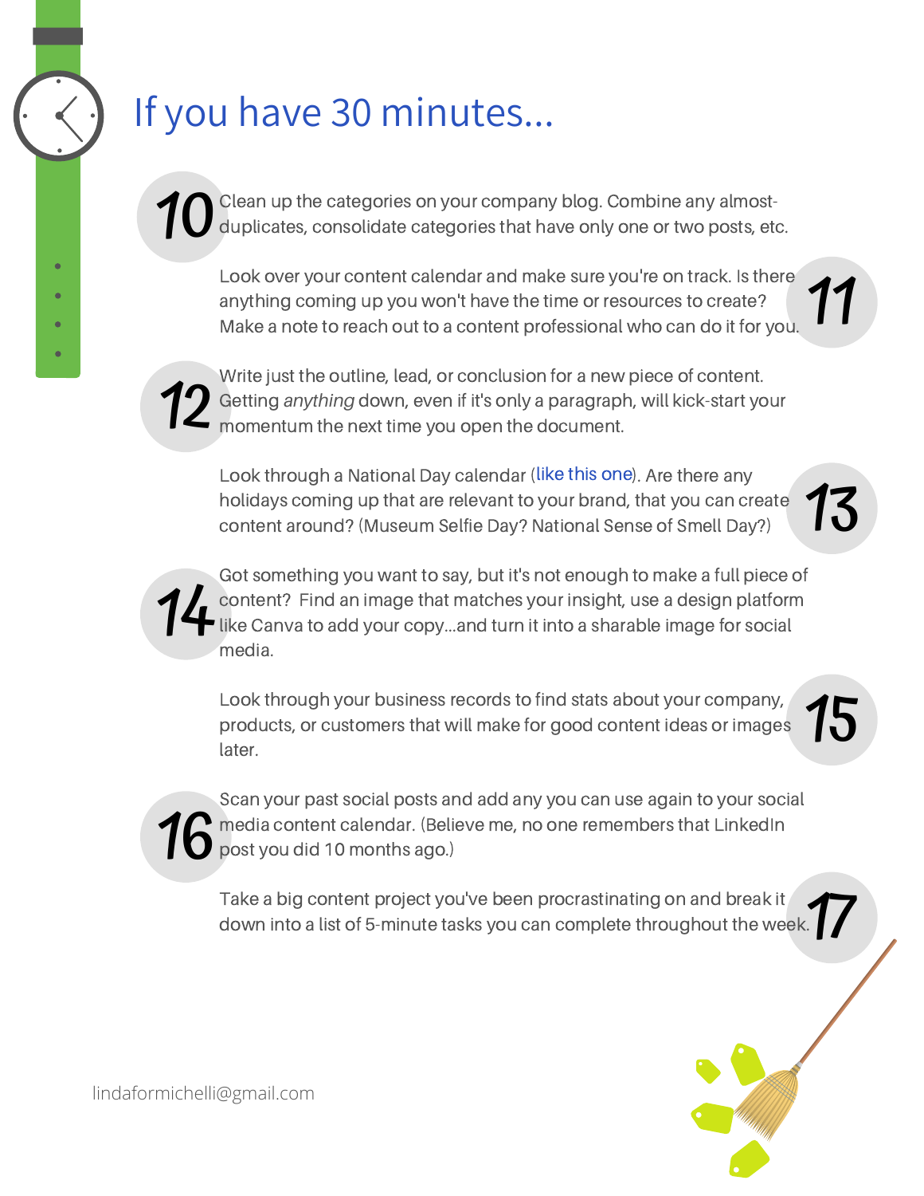# If you have 30 minutes...

10. Clean up the categories on your company blog. Combine any almost-duplicates, consolidate categories that have only one or two posts, etc.

11. Look over your content calendar and make sure you're on track. Is there anything coming up you won't have the time or resources to create? Make a note to reach out to a content professional who can do it for you.

12. Write just the outline, lead, or conclusion for a new piece of content. Getting *anything* down, even if it's only a paragraph, will kick-start your momentum the next time you open the document.

13. Look through a National Day calendar (like this one). Are there any holidays coming up that are relevant to your brand, that you can create content around? (Museum Selfie Day? National Sense of Smell Day?)

14. Got something you want to say, but it's not enough to make a full piece of content? Find an image that matches your insight, use a design platform like Canva to add your copy...and turn it into a sharable image for social media.

15. Look through your business records to find stats about your company, products, or customers that will make for good content ideas or images later.

16. Scan your past social posts and add any you can use again to your social media content calendar. (Believe me, no one remembers that LinkedIn post you did 10 months ago.)

17. Take a big content project you've been procrastinating on and break it down into a list of 5-minute tasks you can complete throughout the week.

lindaformichelli@gmail.com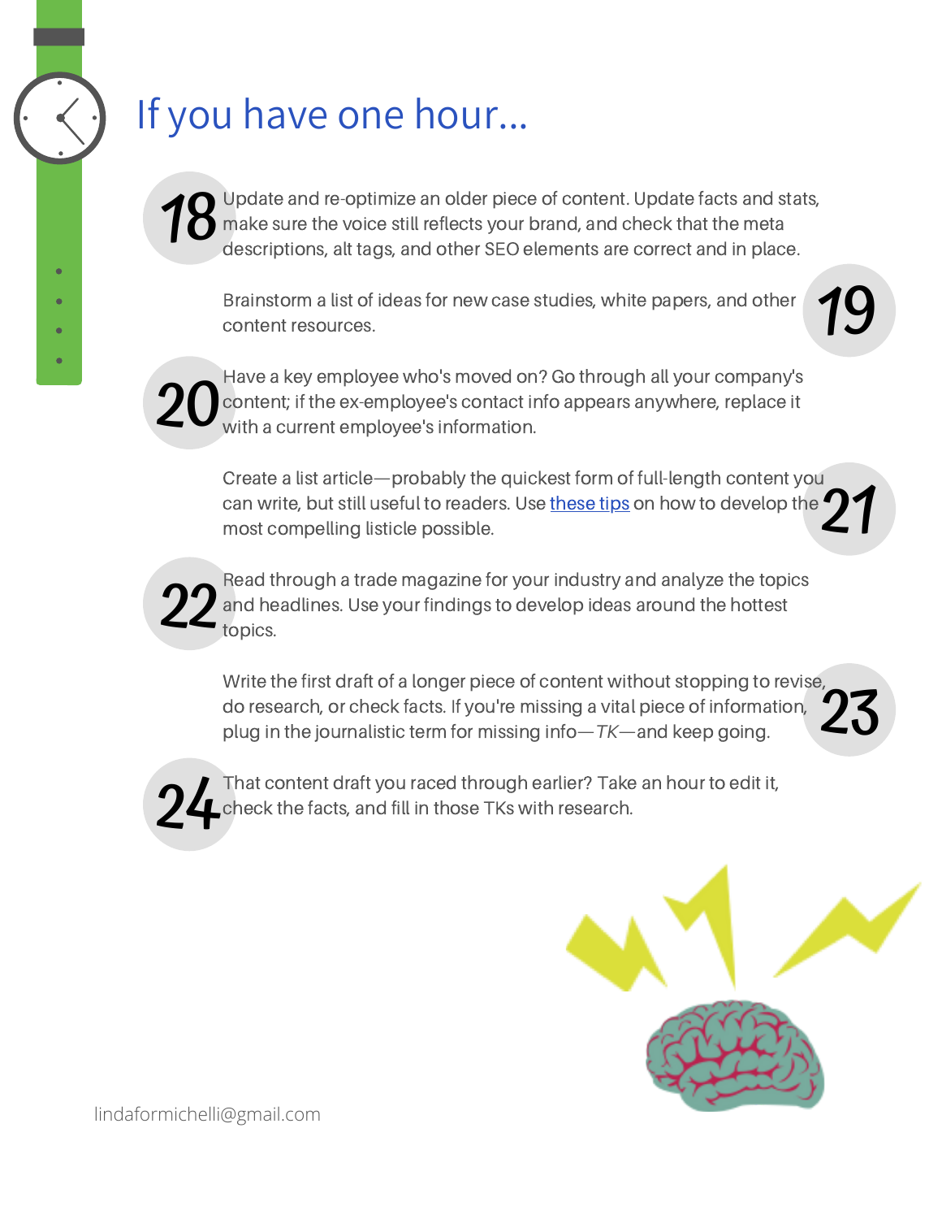# If you have one hour...

18. Update and re-optimize an older piece of content. Update facts and stats, make sure the voice still reflects your brand, and check that the meta descriptions, alt tags, and other SEO elements are correct and in place.

19. Brainstorm a list of ideas for new case studies, white papers, and other content resources.

20. Have a key employee who's moved on? Go through all your company's content; if the ex-employee's contact info appears anywhere, replace it with a current employee's information.

21. Create a list article—probably the quickest form of full-length content you can write, but still useful to readers. Use these tips on how to develop the most compelling listicle possible.

22. Read through a trade magazine for your industry and analyze the topics and headlines. Use your findings to develop ideas around the hottest topics.

23. Write the first draft of a longer piece of content without stopping to revise, do research, or check facts. If you're missing a vital piece of information, plug in the journalistic term for missing info—*TK*—and keep going.

24. That content draft you raced through earlier? Take an hour to edit it, check the facts, and fill in those TKs with research.

lindaformichelli@gmail.com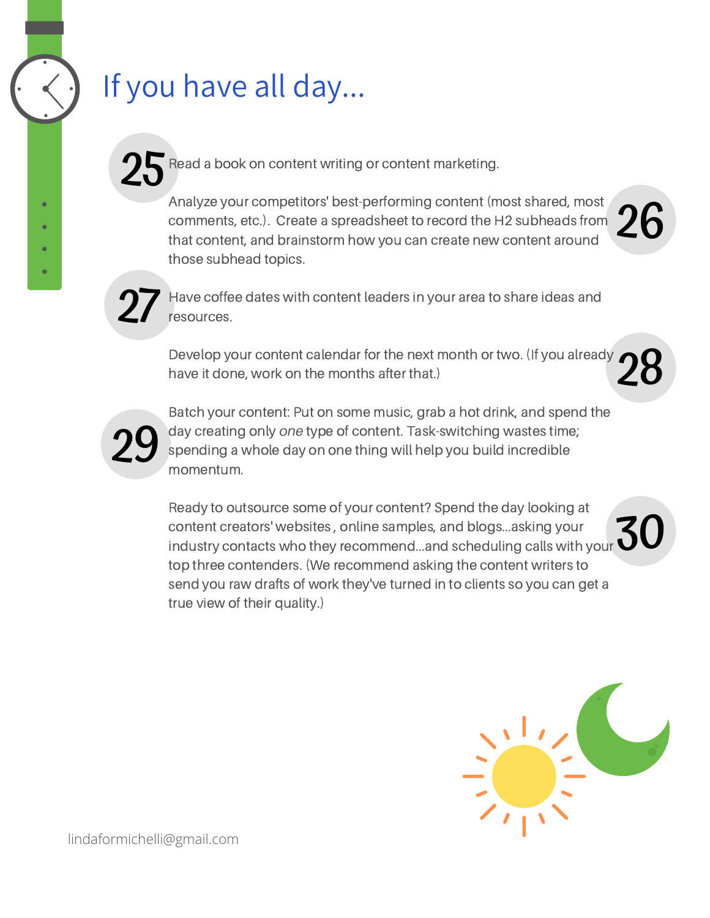# If you have all day...

25. Read a book on content writing or content marketing.

26. Analyze your competitors' best-performing content (most shared, most comments, etc.). Create a spreadsheet to record the H2 subheads from that content, and brainstorm how you can create new content around those subhead topics.

27. Have coffee dates with content leaders in your area to share ideas and resources.

28. Develop your content calendar for the next month or two. (If you already have it done, work on the months after that.)

29. Batch your content: Put on some music, grab a hot drink, and spend the day creating only *one* type of content. Task-switching wastes time; spending a whole day on one thing will help you build incredible momentum.

30. Ready to outsource some of your content? Spend the day looking at content creators' websites , online samples, and blogs...asking your industry contacts who they recommend...and scheduling calls with your top three contenders. (We recommend asking the content writers to send you raw drafts of work they've turned in to clients so you can get a true view of their quality.)

lindaformichelli@gmail.com